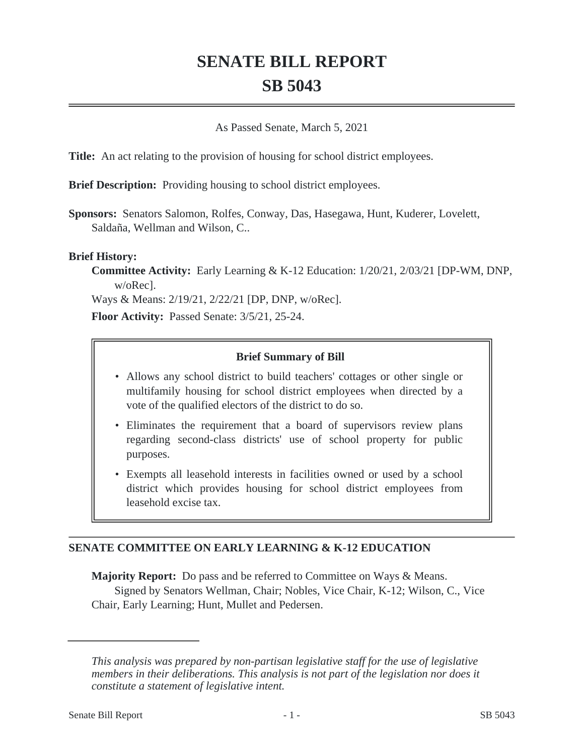# SENATE BILL REPORT
# SB 5043

As Passed Senate, March 5, 2021

**Title:** An act relating to the provision of housing for school district employees.

**Brief Description:** Providing housing to school district employees.

**Sponsors:** Senators Salomon, Rolfes, Conway, Das, Hasegawa, Hunt, Kuderer, Lovelett, Saldaña, Wellman and Wilson, C..

**Brief History:**

**Committee Activity:** Early Learning & K-12 Education: 1/20/21, 2/03/21 [DP-WM, DNP, w/oRec].

Ways & Means: 2/19/21, 2/22/21 [DP, DNP, w/oRec].

**Floor Activity:** Passed Senate: 3/5/21, 25-24.

**Brief Summary of Bill**

- Allows any school district to build teachers' cottages or other single or multifamily housing for school district employees when directed by a vote of the qualified electors of the district to do so.
- Eliminates the requirement that a board of supervisors review plans regarding second-class districts' use of school property for public purposes.
- Exempts all leasehold interests in facilities owned or used by a school district which provides housing for school district employees from leasehold excise tax.

## SENATE COMMITTEE ON EARLY LEARNING & K-12 EDUCATION

**Majority Report:** Do pass and be referred to Committee on Ways & Means.

Signed by Senators Wellman, Chair; Nobles, Vice Chair, K-12; Wilson, C., Vice Chair, Early Learning; Hunt, Mullet and Pedersen.

---

*This analysis was prepared by non-partisan legislative staff for the use of legislative members in their deliberations. This analysis is not part of the legislation nor does it constitute a statement of legislative intent.*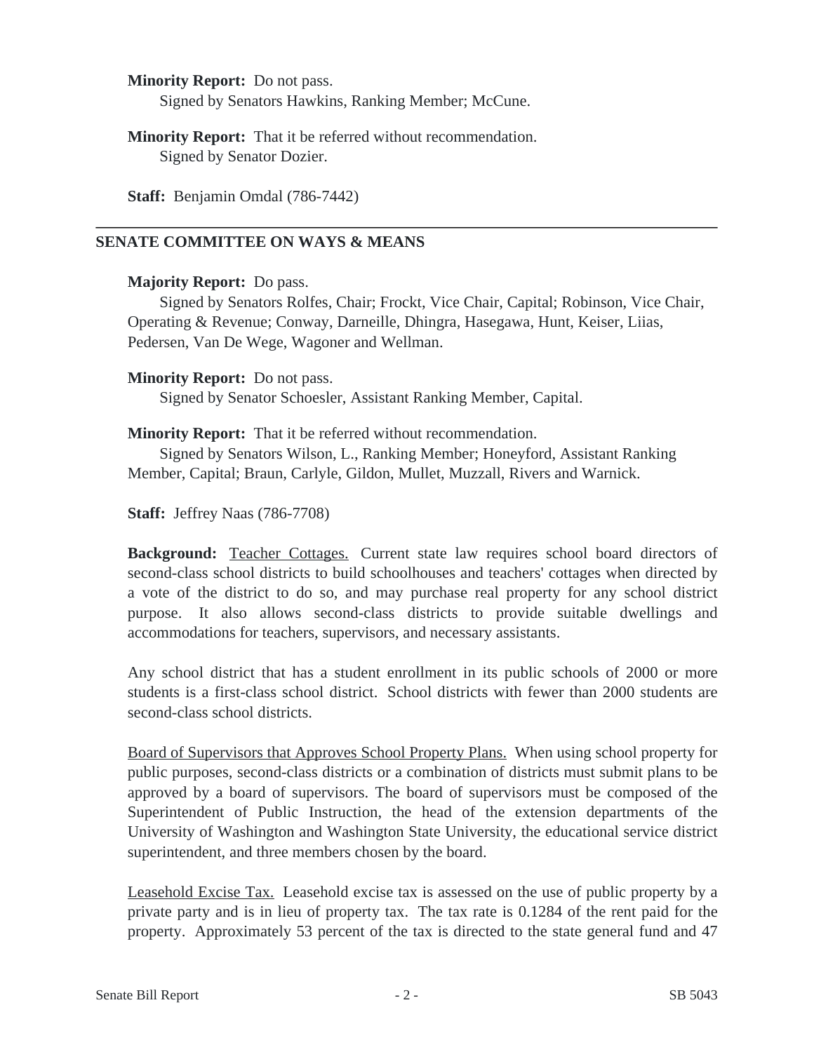**Minority Report:** Do not pass.
Signed by Senators Hawkins, Ranking Member; McCune.

**Minority Report:** That it be referred without recommendation.
Signed by Senator Dozier.

**Staff:** Benjamin Omdal (786-7442)

---

## SENATE COMMITTEE ON WAYS & MEANS

**Majority Report:** Do pass.
Signed by Senators Rolfes, Chair; Frockt, Vice Chair, Capital; Robinson, Vice Chair, Operating & Revenue; Conway, Darneille, Dhingra, Hasegawa, Hunt, Keiser, Liias, Pedersen, Van De Wege, Wagoner and Wellman.

**Minority Report:** Do not pass.
Signed by Senator Schoesler, Assistant Ranking Member, Capital.

**Minority Report:** That it be referred without recommendation.
Signed by Senators Wilson, L., Ranking Member; Honeyford, Assistant Ranking Member, Capital; Braun, Carlyle, Gildon, Mullet, Muzzall, Rivers and Warnick.

**Staff:** Jeffrey Naas (786-7708)

**Background:** Teacher Cottages. Current state law requires school board directors of second-class school districts to build schoolhouses and teachers' cottages when directed by a vote of the district to do so, and may purchase real property for any school district purpose. It also allows second-class districts to provide suitable dwellings and accommodations for teachers, supervisors, and necessary assistants.

Any school district that has a student enrollment in its public schools of 2000 or more students is a first-class school district. School districts with fewer than 2000 students are second-class school districts.

Board of Supervisors that Approves School Property Plans. When using school property for public purposes, second-class districts or a combination of districts must submit plans to be approved by a board of supervisors. The board of supervisors must be composed of the Superintendent of Public Instruction, the head of the extension departments of the University of Washington and Washington State University, the educational service district superintendent, and three members chosen by the board.

Leasehold Excise Tax. Leasehold excise tax is assessed on the use of public property by a private party and is in lieu of property tax. The tax rate is 0.1284 of the rent paid for the property. Approximately 53 percent of the tax is directed to the state general fund and 47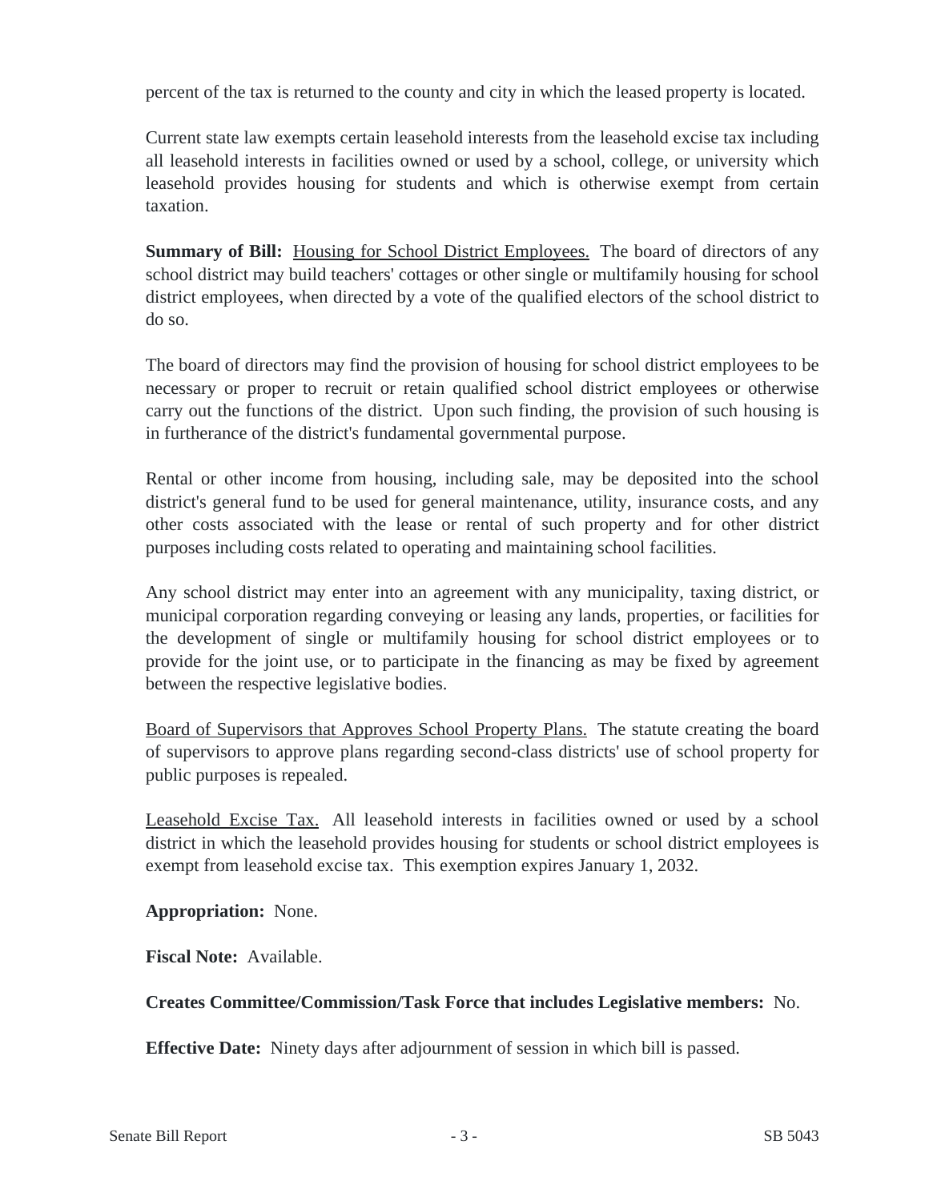percent of the tax is returned to the county and city in which the leased property is located.

Current state law exempts certain leasehold interests from the leasehold excise tax including all leasehold interests in facilities owned or used by a school, college, or university which leasehold provides housing for students and which is otherwise exempt from certain taxation.

**Summary of Bill:** Housing for School District Employees. The board of directors of any school district may build teachers' cottages or other single or multifamily housing for school district employees, when directed by a vote of the qualified electors of the school district to do so.

The board of directors may find the provision of housing for school district employees to be necessary or proper to recruit or retain qualified school district employees or otherwise carry out the functions of the district. Upon such finding, the provision of such housing is in furtherance of the district's fundamental governmental purpose.

Rental or other income from housing, including sale, may be deposited into the school district's general fund to be used for general maintenance, utility, insurance costs, and any other costs associated with the lease or rental of such property and for other district purposes including costs related to operating and maintaining school facilities.

Any school district may enter into an agreement with any municipality, taxing district, or municipal corporation regarding conveying or leasing any lands, properties, or facilities for the development of single or multifamily housing for school district employees or to provide for the joint use, or to participate in the financing as may be fixed by agreement between the respective legislative bodies.

Board of Supervisors that Approves School Property Plans. The statute creating the board of supervisors to approve plans regarding second-class districts' use of school property for public purposes is repealed.

Leasehold Excise Tax. All leasehold interests in facilities owned or used by a school district in which the leasehold provides housing for students or school district employees is exempt from leasehold excise tax. This exemption expires January 1, 2032.

**Appropriation:** None.

**Fiscal Note:** Available.

**Creates Committee/Commission/Task Force that includes Legislative members:** No.

**Effective Date:** Ninety days after adjournment of session in which bill is passed.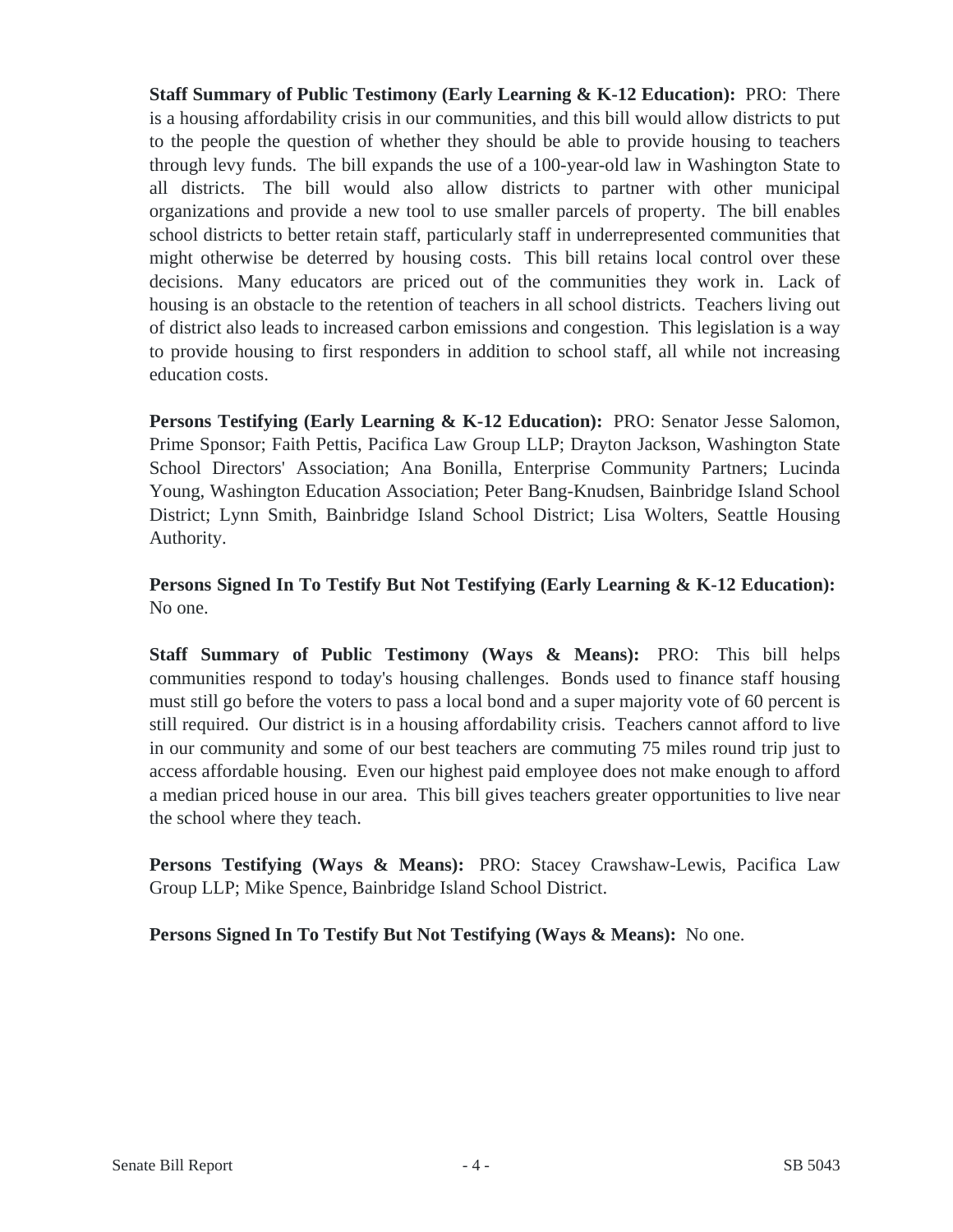**Staff Summary of Public Testimony (Early Learning & K-12 Education):** PRO: There is a housing affordability crisis in our communities, and this bill would allow districts to put to the people the question of whether they should be able to provide housing to teachers through levy funds. The bill expands the use of a 100-year-old law in Washington State to all districts. The bill would also allow districts to partner with other municipal organizations and provide a new tool to use smaller parcels of property. The bill enables school districts to better retain staff, particularly staff in underrepresented communities that might otherwise be deterred by housing costs. This bill retains local control over these decisions. Many educators are priced out of the communities they work in. Lack of housing is an obstacle to the retention of teachers in all school districts. Teachers living out of district also leads to increased carbon emissions and congestion. This legislation is a way to provide housing to first responders in addition to school staff, all while not increasing education costs.

**Persons Testifying (Early Learning & K-12 Education):** PRO: Senator Jesse Salomon, Prime Sponsor; Faith Pettis, Pacifica Law Group LLP; Drayton Jackson, Washington State School Directors' Association; Ana Bonilla, Enterprise Community Partners; Lucinda Young, Washington Education Association; Peter Bang-Knudsen, Bainbridge Island School District; Lynn Smith, Bainbridge Island School District; Lisa Wolters, Seattle Housing Authority.

**Persons Signed In To Testify But Not Testifying (Early Learning & K-12 Education):** No one.

**Staff Summary of Public Testimony (Ways & Means):** PRO: This bill helps communities respond to today's housing challenges. Bonds used to finance staff housing must still go before the voters to pass a local bond and a super majority vote of 60 percent is still required. Our district is in a housing affordability crisis. Teachers cannot afford to live in our community and some of our best teachers are commuting 75 miles round trip just to access affordable housing. Even our highest paid employee does not make enough to afford a median priced house in our area. This bill gives teachers greater opportunities to live near the school where they teach.

**Persons Testifying (Ways & Means):** PRO: Stacey Crawshaw-Lewis, Pacifica Law Group LLP; Mike Spence, Bainbridge Island School District.

**Persons Signed In To Testify But Not Testifying (Ways & Means):** No one.